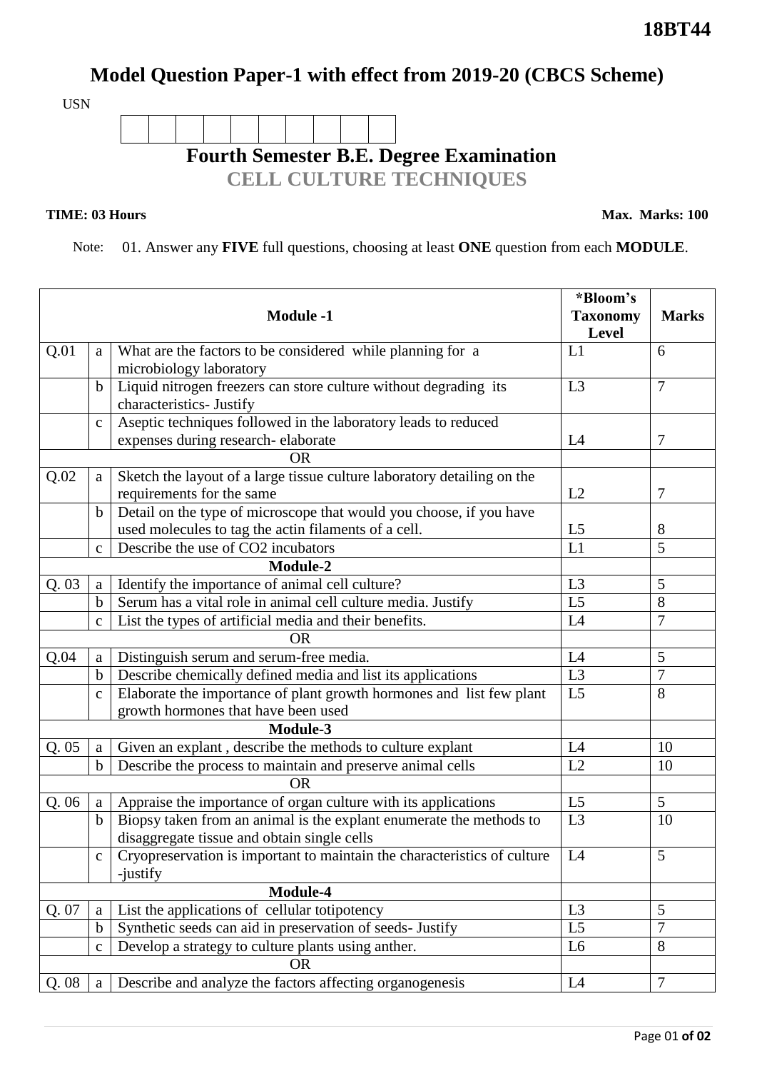**18BT44**

# Model Question Paper-1 with effect from 2019-20 (CBCS Scheme)

USN

| | | | | | | | | | |
|---|---|---|---|---|---|---|---|---|---|
| | | | | | | | | | |

## Fourth Semester B.E. Degree Examination

## CELL CULTURE TECHNIQUES

**TIME: 03 Hours** **Max. Marks: 100**

Note: 01. Answer any **FIVE** full questions, choosing at least **ONE** question from each **MODULE**.

| | | **Module -1** | ***Bloom's Taxonomy Level** | **Marks** |
|---|---|---|---|---|
| Q.01 | a | What are the factors to be considered while planning for a microbiology laboratory | L1 | 6 |
| | b | Liquid nitrogen freezers can store culture without degrading its characteristics- Justify | L3 | 7 |
| | c | Aseptic techniques followed in the laboratory leads to reduced expenses during research- elaborate | L4 | 7 |
| | | OR | | |
| Q.02 | a | Sketch the layout of a large tissue culture laboratory detailing on the requirements for the same | L2 | 7 |
| | b | Detail on the type of microscope that would you choose, if you have used molecules to tag the actin filaments of a cell. | L5 | 8 |
| | c | Describe the use of CO2 incubators | L1 | 5 |
| | | **Module-2** | | |
| Q. 03 | a | Identify the importance of animal cell culture? | L3 | 5 |
| | b | Serum has a vital role in animal cell culture media. Justify | L5 | 8 |
| | c | List the types of artificial media and their benefits. | L4 | 7 |
| | | OR | | |
| Q.04 | a | Distinguish serum and serum-free media. | L4 | 5 |
| | b | Describe chemically defined media and list its applications | L3 | 7 |
| | c | Elaborate the importance of plant growth hormones and list few plant growth hormones that have been used | L5 | 8 |
| | | **Module-3** | | |
| Q. 05 | a | Given an explant , describe the methods to culture explant | L4 | 10 |
| | b | Describe the process to maintain and preserve animal cells | L2 | 10 |
| | | OR | | |
| Q. 06 | a | Appraise the importance of organ culture with its applications | L5 | 5 |
| | b | Biopsy taken from an animal is the explant enumerate the methods to disaggregate tissue and obtain single cells | L3 | 10 |
| | c | Cryopreservation is important to maintain the characteristics of culture -justify | L4 | 5 |
| | | **Module-4** | | |
| Q. 07 | a | List the applications of cellular totipotency | L3 | 5 |
| | b | Synthetic seeds can aid in preservation of seeds- Justify | L5 | 7 |
| | c | Develop a strategy to culture plants using anther. | L6 | 8 |
| | | OR | | |
| Q. 08 | a | Describe and analyze the factors affecting organogenesis | L4 | 7 |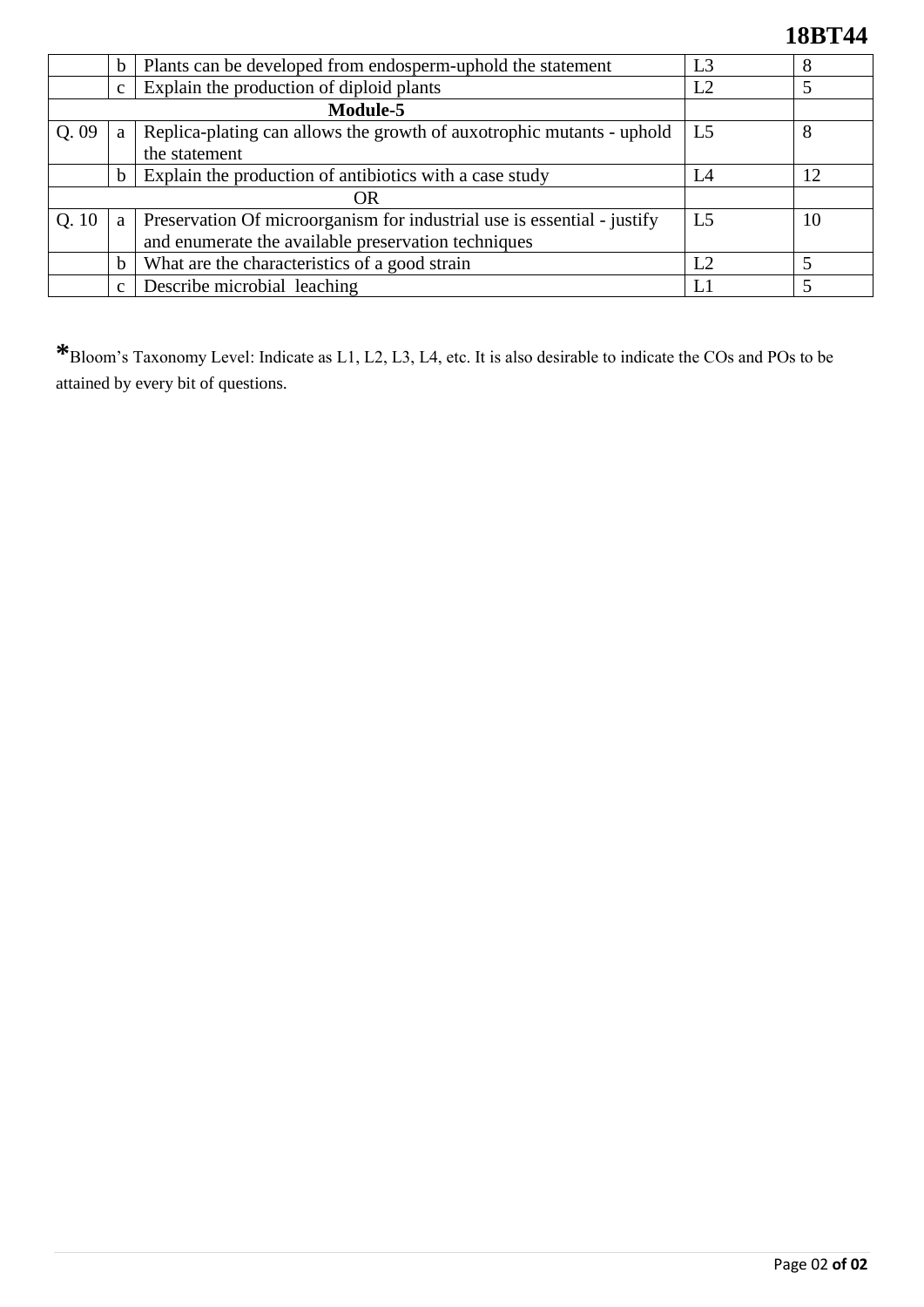| | | | | |
|---|---|---|---|---|
| | b | Plants can be developed from endosperm-uphold the statement | L3 | 8 |
| | c | Explain the production of diploid plants | L2 | 5 |
| | | **Module-5** | | |
| Q. 09 | a | Replica-plating can allows the growth of auxotrophic mutants - uphold the statement | L5 | 8 |
| | b | Explain the production of antibiotics with a case study | L4 | 12 |
| | | OR | | |
| Q. 10 | a | Preservation Of microorganism for industrial use is essential - justify and enumerate the available preservation techniques | L5 | 10 |
| | b | What are the characteristics of a good strain | L2 | 5 |
| | c | Describe microbial leaching | L1 | 5 |

*Bloom's Taxonomy Level: Indicate as L1, L2, L3, L4, etc. It is also desirable to indicate the COs and POs to be attained by every bit of questions.